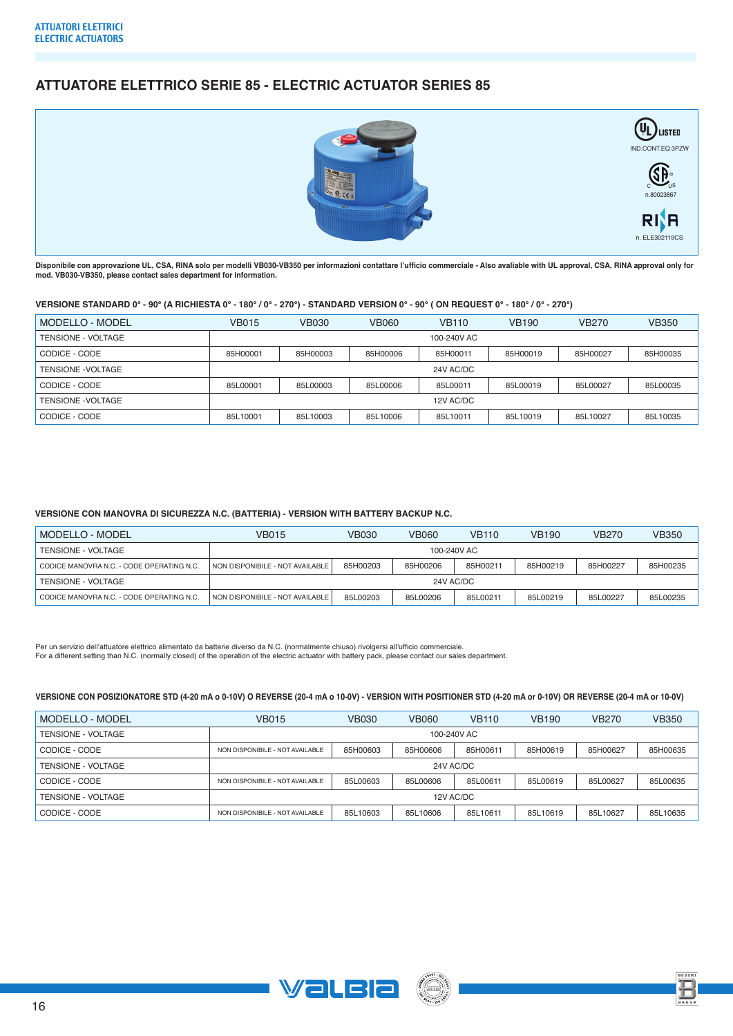# ATTUATORE ELETTRICO SERIE 85 - ELECTRIC ACTUATOR SERIES 85

IND.CONT.EQ 3PZW

n.80023867

n. ELE302119CS

**Disponibile con approvazione UL, CSA, RINA solo per modelli VB030-VB350 per informazioni contattare l'ufficio commerciale - Also avaliable with UL approval, CSA, RINA approval only for mod. VB030-VB350, please contact sales department for information.**

**VERSIONE STANDARD 0° - 90° (A RICHIESTA 0° - 180° / 0° - 270°) - STANDARD VERSION 0° - 90° ( ON REQUEST 0° - 180° / 0° - 270°)**

| MODELLO - MODEL | VB015 | VB030 | VB060 | VB110 | VB190 | VB270 | VB350 |
|---|---|---|---|---|---|---|---|
| TENSIONE - VOLTAGE | 100-240V AC | | | | | | |
| CODICE - CODE | 85H00001 | 85H00003 | 85H00006 | 85H00011 | 85H00019 | 85H00027 | 85H00035 |
| TENSIONE -VOLTAGE | 24V AC/DC | | | | | | |
| CODICE - CODE | 85L00001 | 85L00003 | 85L00006 | 85L00011 | 85L00019 | 85L00027 | 85L00035 |
| TENSIONE -VOLTAGE | 12V AC/DC | | | | | | |
| CODICE - CODE | 85L10001 | 85L10003 | 85L10006 | 85L10011 | 85L10019 | 85L10027 | 85L10035 |

**VERSIONE CON MANOVRA DI SICUREZZA N.C. (BATTERIA) - VERSION WITH BATTERY BACKUP N.C.**

| MODELLO - MODEL | VB015 | VB030 | VB060 | VB110 | VB190 | VB270 | VB350 |
|---|---|---|---|---|---|---|---|
| TENSIONE - VOLTAGE | 100-240V AC | | | | | | |
| CODICE MANOVRA N.C. - CODE OPERATING N.C. | NON DISPONIBILE - NOT AVAILABLE | 85H00203 | 85H00206 | 85H00211 | 85H00219 | 85H00227 | 85H00235 |
| TENSIONE - VOLTAGE | 24V AC/DC | | | | | | |
| CODICE MANOVRA N.C. - CODE OPERATING N.C. | NON DISPONIBILE - NOT AVAILABLE | 85L00203 | 85L00206 | 85L00211 | 85L00219 | 85L00227 | 85L00235 |

Per un servizio dell'attuatore elettrico alimentato da batterie diverso da N.C. (normalmente chiuso) rivolgersi all'ufficio commerciale.
For a different setting than N.C. (normally closed) of the operation of the electric actuator with battery pack, please contact our sales department.

**VERSIONE CON POSIZIONATORE STD (4-20 mA o 0-10V) O REVERSE (20-4 mA o 10-0V) - VERSION WITH POSITIONER STD (4-20 mA or 0-10V) OR REVERSE (20-4 mA or 10-0V)**

| MODELLO - MODEL | VB015 | VB030 | VB060 | VB110 | VB190 | VB270 | VB350 |
|---|---|---|---|---|---|---|---|
| TENSIONE - VOLTAGE | 100-240V AC | | | | | | |
| CODICE - CODE | NON DISPONIBILE - NOT AVAILABLE | 85H00603 | 85H00606 | 85H00611 | 85H00619 | 85H00627 | 85H00635 |
| TENSIONE - VOLTAGE | 24V AC/DC | | | | | | |
| CODICE - CODE | NON DISPONIBILE - NOT AVAILABLE | 85L00603 | 85L00606 | 85L00611 | 85L00619 | 85L00627 | 85L00635 |
| TENSIONE - VOLTAGE | 12V AC/DC | | | | | | |
| CODICE - CODE | NON DISPONIBILE - NOT AVAILABLE | 85L10603 | 85L10606 | 85L10611 | 85L10619 | 85L10627 | 85L10635 |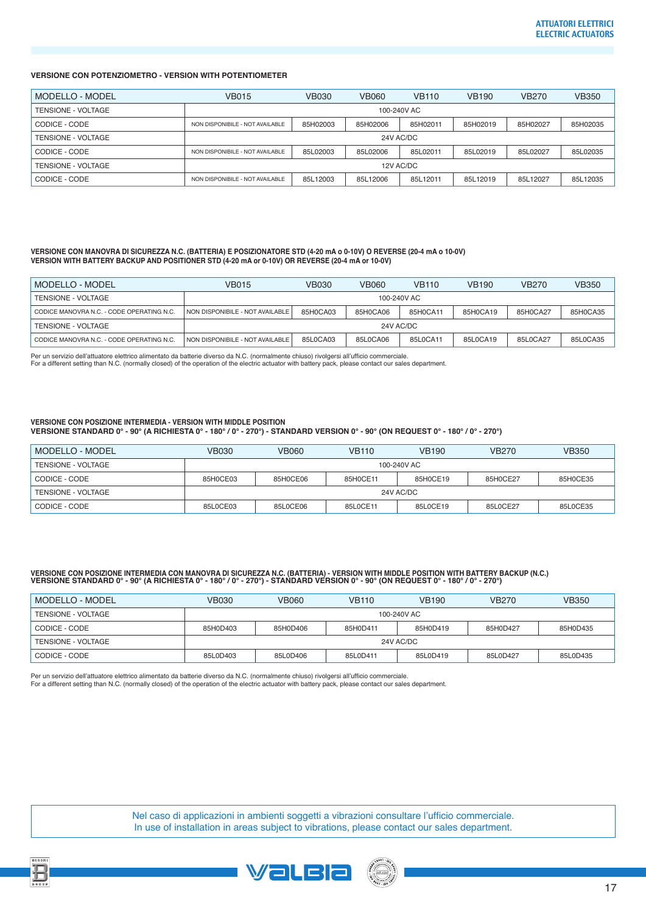### VERSIONE CON POTENZIOMETRO - VERSION WITH POTENTIOMETER

| MODELLO - MODEL | VB015 | VB030 | VB060 | VB110 | VB190 | VB270 | VB350 |
|---|---|---|---|---|---|---|---|
| TENSIONE - VOLTAGE | 100-240V AC | | | | | | |
| CODICE - CODE | NON DISPONIBILE - NOT AVAILABLE | 85H02003 | 85H02006 | 85H02011 | 85H02019 | 85H02027 | 85H02035 |
| TENSIONE - VOLTAGE | 24V AC/DC | | | | | | |
| CODICE - CODE | NON DISPONIBILE - NOT AVAILABLE | 85L02003 | 85L02006 | 85L02011 | 85L02019 | 85L02027 | 85L02035 |
| TENSIONE - VOLTAGE | 12V AC/DC | | | | | | |
| CODICE - CODE | NON DISPONIBILE - NOT AVAILABLE | 85L12003 | 85L12006 | 85L12011 | 85L12019 | 85L12027 | 85L12035 |

### VERSIONE CON MANOVRA DI SICUREZZA N.C. (BATTERIA) E POSIZIONATORE STD (4-20 mA o 0-10V) O REVERSE (20-4 mA o 10-0V)
### VERSION WITH BATTERY BACKUP AND POSITIONER STD (4-20 mA or 0-10V) OR REVERSE (20-4 mA or 10-0V)

| MODELLO - MODEL | VB015 | VB030 | VB060 | VB110 | VB190 | VB270 | VB350 |
|---|---|---|---|---|---|---|---|
| TENSIONE - VOLTAGE | 100-240V AC | | | | | | |
| CODICE MANOVRA N.C. - CODE OPERATING N.C. | NON DISPONIBILE - NOT AVAILABLE | 85H0CA03 | 85H0CA06 | 85H0CA11 | 85H0CA19 | 85H0CA27 | 85H0CA35 |
| TENSIONE - VOLTAGE | 24V AC/DC | | | | | | |
| CODICE MANOVRA N.C. - CODE OPERATING N.C. | NON DISPONIBILE - NOT AVAILABLE | 85L0CA03 | 85L0CA06 | 85L0CA11 | 85L0CA19 | 85L0CA27 | 85L0CA35 |

Per un servizio dell'attuatore elettrico alimentato da batterie diverso da N.C. (normalmente chiuso) rivolgersi all'ufficio commerciale.
For a different setting than N.C. (normally closed) of the operation of the electric actuator with battery pack, please contact our sales department.

### VERSIONE CON POSIZIONE INTERMEDIA - VERSION WITH MIDDLE POSITION
### VERSIONE STANDARD 0° - 90° (A RICHIESTA 0° - 180° / 0° - 270°) - STANDARD VERSION 0° - 90° (ON REQUEST 0° - 180° / 0° - 270°)

| MODELLO - MODEL | VB030 | VB060 | VB110 | VB190 | VB270 | VB350 |
|---|---|---|---|---|---|---|
| TENSIONE - VOLTAGE | 100-240V AC | | | | | |
| CODICE - CODE | 85H0CE03 | 85H0CE06 | 85H0CE11 | 85H0CE19 | 85H0CE27 | 85H0CE35 |
| TENSIONE - VOLTAGE | 24V AC/DC | | | | | |
| CODICE - CODE | 85L0CE03 | 85L0CE06 | 85L0CE11 | 85L0CE19 | 85L0CE27 | 85L0CE35 |

### VERSIONE CON POSIZIONE INTERMEDIA CON MANOVRA DI SICUREZZA N.C. (BATTERIA) - VERSION WITH MIDDLE POSITION WITH BATTERY BACKUP (N.C.)
### VERSIONE STANDARD 0° - 90° (A RICHIESTA 0° - 180° / 0° - 270°) - STANDARD VERSION 0° - 90° (ON REQUEST 0° - 180° / 0° - 270°)

| MODELLO - MODEL | VB030 | VB060 | VB110 | VB190 | VB270 | VB350 |
|---|---|---|---|---|---|---|
| TENSIONE - VOLTAGE | 100-240V AC | | | | | |
| CODICE - CODE | 85H0D403 | 85H0D406 | 85H0D411 | 85H0D419 | 85H0D427 | 85H0D435 |
| TENSIONE - VOLTAGE | 24V AC/DC | | | | | |
| CODICE - CODE | 85L0D403 | 85L0D406 | 85L0D411 | 85L0D419 | 85L0D427 | 85L0D435 |

Per un servizio dell'attuatore elettrico alimentato da batterie diverso da N.C. (normalmente chiuso) rivolgersi all'ufficio commerciale.
For a different setting than N.C. (normally closed) of the operation of the electric actuator with battery pack, please contact our sales department.

Nel caso di applicazioni in ambienti soggetti a vibrazioni consultare l'ufficio commerciale.
In use of installation in areas subject to vibrations, please contact our sales department.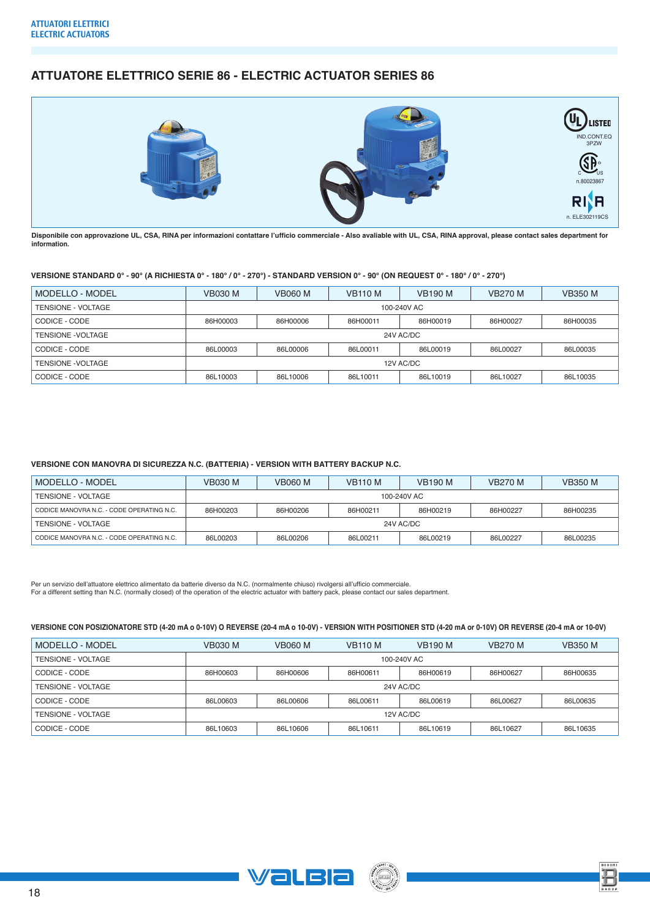# ATTUATORE ELETTRICO SERIE 86 - ELECTRIC ACTUATOR SERIES 86

LISTED IND.CONT.EQ 3PZW

n.80023867

n. ELE302119CS

**Disponibile con approvazione UL, CSA, RINA per informazioni contattare l'ufficio commerciale - Also avaliable with UL, CSA, RINA approval, please contact sales department for information.**

**VERSIONE STANDARD 0° - 90° (A RICHIESTA 0° - 180° / 0° - 270°) - STANDARD VERSION 0° - 90° (ON REQUEST 0° - 180° / 0° - 270°)**

| MODELLO - MODEL | VB030 M | VB060 M | VB110 M | VB190 M | VB270 M | VB350 M |
|---|---|---|---|---|---|---|
| TENSIONE - VOLTAGE | 100-240V AC | | | | | |
| CODICE - CODE | 86H00003 | 86H00006 | 86H00011 | 86H00019 | 86H00027 | 86H00035 |
| TENSIONE -VOLTAGE | 24V AC/DC | | | | | |
| CODICE - CODE | 86L00003 | 86L00006 | 86L00011 | 86L00019 | 86L00027 | 86L00035 |
| TENSIONE -VOLTAGE | 12V AC/DC | | | | | |
| CODICE - CODE | 86L10003 | 86L10006 | 86L10011 | 86L10019 | 86L10027 | 86L10035 |

**VERSIONE CON MANOVRA DI SICUREZZA N.C. (BATTERIA) - VERSION WITH BATTERY BACKUP N.C.**

| MODELLO - MODEL | VB030 M | VB060 M | VB110 M | VB190 M | VB270 M | VB350 M |
|---|---|---|---|---|---|---|
| TENSIONE - VOLTAGE | 100-240V AC | | | | | |
| CODICE MANOVRA N.C. - CODE OPERATING N.C. | 86H00203 | 86H00206 | 86H00211 | 86H00219 | 86H00227 | 86H00235 |
| TENSIONE - VOLTAGE | 24V AC/DC | | | | | |
| CODICE MANOVRA N.C. - CODE OPERATING N.C. | 86L00203 | 86L00206 | 86L00211 | 86L00219 | 86L00227 | 86L00235 |

Per un servizio dell'attuatore elettrico alimentato da batterie diverso da N.C. (normalmente chiuso) rivolgersi all'ufficio commerciale.
For a different setting than N.C. (normally closed) of the operation of the electric actuator with battery pack, please contact our sales department.

**VERSIONE CON POSIZIONATORE STD (4-20 mA o 0-10V) O REVERSE (20-4 mA o 10-0V) - VERSION WITH POSITIONER STD (4-20 mA or 0-10V) OR REVERSE (20-4 mA or 10-0V)**

| MODELLO - MODEL | VB030 M | VB060 M | VB110 M | VB190 M | VB270 M | VB350 M |
|---|---|---|---|---|---|---|
| TENSIONE - VOLTAGE | 100-240V AC | | | | | |
| CODICE - CODE | 86H00603 | 86H00606 | 86H00611 | 86H00619 | 86H00627 | 86H00635 |
| TENSIONE - VOLTAGE | 24V AC/DC | | | | | |
| CODICE - CODE | 86L00603 | 86L00606 | 86L00611 | 86L00619 | 86L00627 | 86L00635 |
| TENSIONE - VOLTAGE | 12V AC/DC | | | | | |
| CODICE - CODE | 86L10603 | 86L10606 | 86L10611 | 86L10619 | 86L10627 | 86L10635 |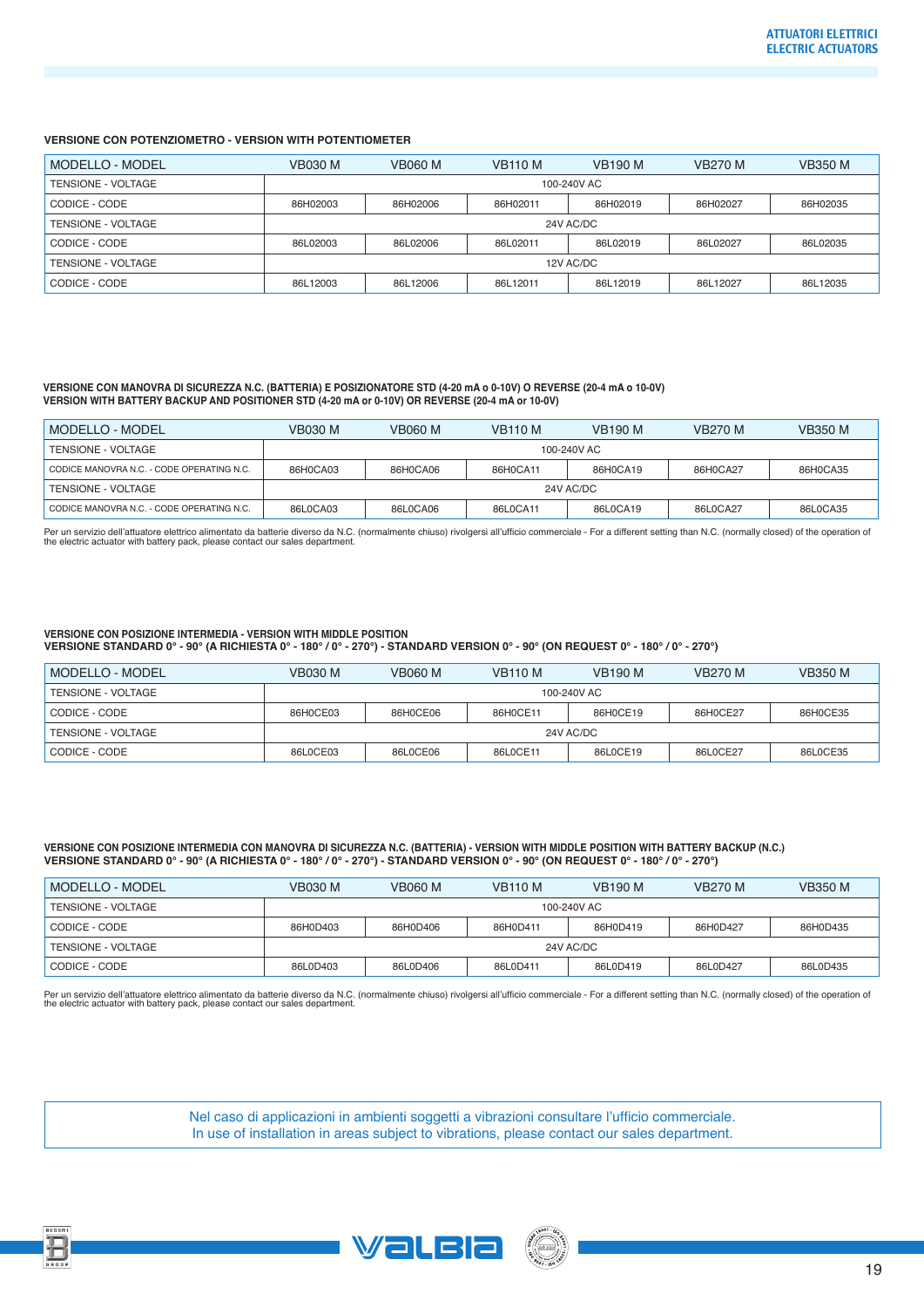### VERSIONE CON POTENZIOMETRO - VERSION WITH POTENTIOMETER

| MODELLO - MODEL | VB030 M | VB060 M | VB110 M | VB190 M | VB270 M | VB350 M |
|---|---|---|---|---|---|---|
| TENSIONE - VOLTAGE | 100-240V AC | | | | | |
| CODICE - CODE | 86H02003 | 86H02006 | 86H02011 | 86H02019 | 86H02027 | 86H02035 |
| TENSIONE - VOLTAGE | 24V AC/DC | | | | | |
| CODICE - CODE | 86L02003 | 86L02006 | 86L02011 | 86L02019 | 86L02027 | 86L02035 |
| TENSIONE - VOLTAGE | 12V AC/DC | | | | | |
| CODICE - CODE | 86L12003 | 86L12006 | 86L12011 | 86L12019 | 86L12027 | 86L12035 |

### VERSIONE CON MANOVRA DI SICUREZZA N.C. (BATTERIA) E POSIZIONATORE STD (4-20 mA o 0-10V) O REVERSE (20-4 mA o 10-0V)
### VERSION WITH BATTERY BACKUP AND POSITIONER STD (4-20 mA or 0-10V) OR REVERSE (20-4 mA or 10-0V)

| MODELLO - MODEL | VB030 M | VB060 M | VB110 M | VB190 M | VB270 M | VB350 M |
|---|---|---|---|---|---|---|
| TENSIONE - VOLTAGE | 100-240V AC | | | | | |
| CODICE MANOVRA N.C. - CODE OPERATING N.C. | 86H0CA03 | 86H0CA06 | 86H0CA11 | 86H0CA19 | 86H0CA27 | 86H0CA35 |
| TENSIONE - VOLTAGE | 24V AC/DC | | | | | |
| CODICE MANOVRA N.C. - CODE OPERATING N.C. | 86L0CA03 | 86L0CA06 | 86L0CA11 | 86L0CA19 | 86L0CA27 | 86L0CA35 |

Per un servizio dell'attuatore elettrico alimentato da batterie diverso da N.C. (normalmente chiuso) rivolgersi all'ufficio commerciale - For a different setting than N.C. (normally closed) of the operation of the electric actuator with battery pack, please contact our sales department.

### VERSIONE CON POSIZIONE INTERMEDIA - VERSION WITH MIDDLE POSITION
### VERSIONE STANDARD 0° - 90° (A RICHIESTA 0° - 180° / 0° - 270°) - STANDARD VERSION 0° - 90° (ON REQUEST 0° - 180° / 0° - 270°)

| MODELLO - MODEL | VB030 M | VB060 M | VB110 M | VB190 M | VB270 M | VB350 M |
|---|---|---|---|---|---|---|
| TENSIONE - VOLTAGE | 100-240V AC | | | | | |
| CODICE - CODE | 86H0CE03 | 86H0CE06 | 86H0CE11 | 86H0CE19 | 86H0CE27 | 86H0CE35 |
| TENSIONE - VOLTAGE | 24V AC/DC | | | | | |
| CODICE - CODE | 86L0CE03 | 86L0CE06 | 86L0CE11 | 86L0CE19 | 86L0CE27 | 86L0CE35 |

### VERSIONE CON POSIZIONE INTERMEDIA CON MANOVRA DI SICUREZZA N.C. (BATTERIA) - VERSION WITH MIDDLE POSITION WITH BATTERY BACKUP (N.C.)
### VERSIONE STANDARD 0° - 90° (A RICHIESTA 0° - 180° / 0° - 270°) - STANDARD VERSION 0° - 90° (ON REQUEST 0° - 180° / 0° - 270°)

| MODELLO - MODEL | VB030 M | VB060 M | VB110 M | VB190 M | VB270 M | VB350 M |
|---|---|---|---|---|---|---|
| TENSIONE - VOLTAGE | 100-240V AC | | | | | |
| CODICE - CODE | 86H0D403 | 86H0D406 | 86H0D411 | 86H0D419 | 86H0D427 | 86H0D435 |
| TENSIONE - VOLTAGE | 24V AC/DC | | | | | |
| CODICE - CODE | 86L0D403 | 86L0D406 | 86L0D411 | 86L0D419 | 86L0D427 | 86L0D435 |

Per un servizio dell'attuatore elettrico alimentato da batterie diverso da N.C. (normalmente chiuso) rivolgersi all'ufficio commerciale - For a different setting than N.C. (normally closed) of the operation of the electric actuator with battery pack, please contact our sales department.

Nel caso di applicazioni in ambienti soggetti a vibrazioni consultare l'ufficio commerciale.
In use of installation in areas subject to vibrations, please contact our sales department.